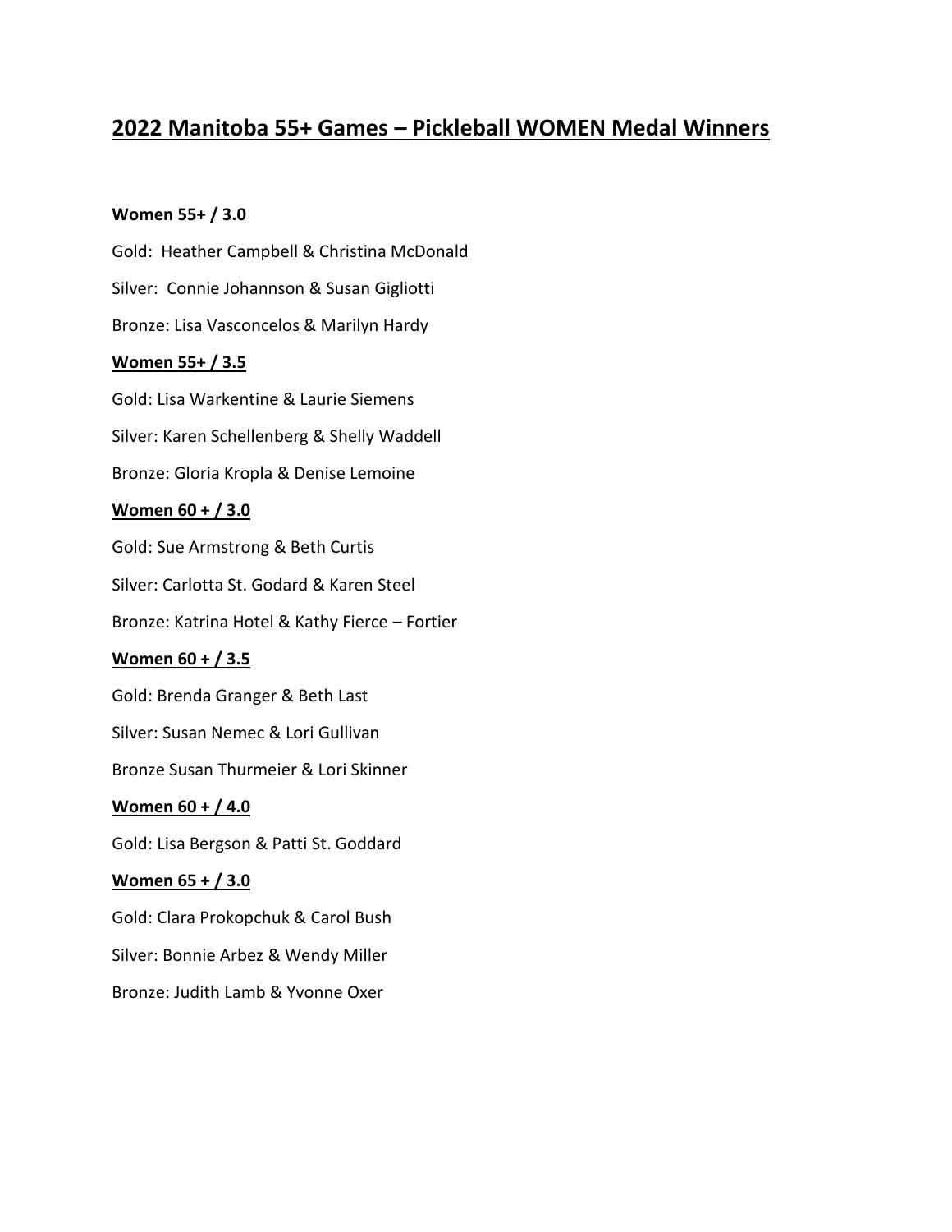# 2022 Manitoba 55+ Games – Pickleball WOMEN Medal Winners

**Women 55+ / 3.0**

Gold: Heather Campbell & Christina McDonald

Silver: Connie Johannson & Susan Gigliotti

Bronze: Lisa Vasconcelos & Marilyn Hardy

**Women 55+ / 3.5**

Gold: Lisa Warkentine & Laurie Siemens

Silver: Karen Schellenberg & Shelly Waddell

Bronze: Gloria Kropla & Denise Lemoine

**Women 60 + / 3.0**

Gold: Sue Armstrong & Beth Curtis

Silver: Carlotta St. Godard & Karen Steel

Bronze: Katrina Hotel & Kathy Fierce – Fortier

**Women 60 + / 3.5**

Gold: Brenda Granger & Beth Last

Silver: Susan Nemec & Lori Gullivan

Bronze Susan Thurmeier & Lori Skinner

**Women 60 + / 4.0**

Gold: Lisa Bergson & Patti St. Goddard

**Women 65 + / 3.0**

Gold: Clara Prokopchuk & Carol Bush

Silver: Bonnie Arbez & Wendy Miller

Bronze: Judith Lamb & Yvonne Oxer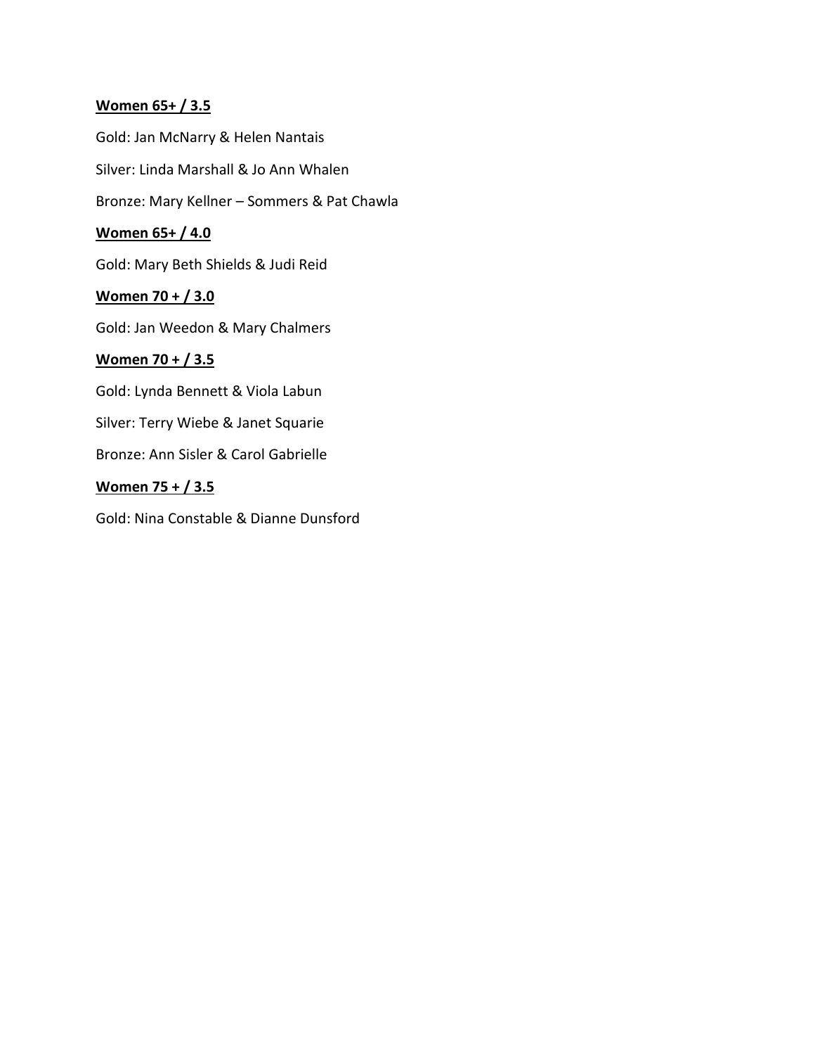**<u>Women 65+ / 3.5</u>**

Gold: Jan McNarry & Helen Nantais

Silver: Linda Marshall & Jo Ann Whalen

Bronze: Mary Kellner – Sommers & Pat Chawla

**<u>Women 65+ / 4.0</u>**

Gold: Mary Beth Shields & Judi Reid

**<u>Women 70 + / 3.0</u>**

Gold: Jan Weedon & Mary Chalmers

**<u>Women 70 + / 3.5</u>**

Gold: Lynda Bennett & Viola Labun

Silver: Terry Wiebe & Janet Squarie

Bronze: Ann Sisler & Carol Gabrielle

**<u>Women 75 + / 3.5</u>**

Gold: Nina Constable & Dianne Dunsford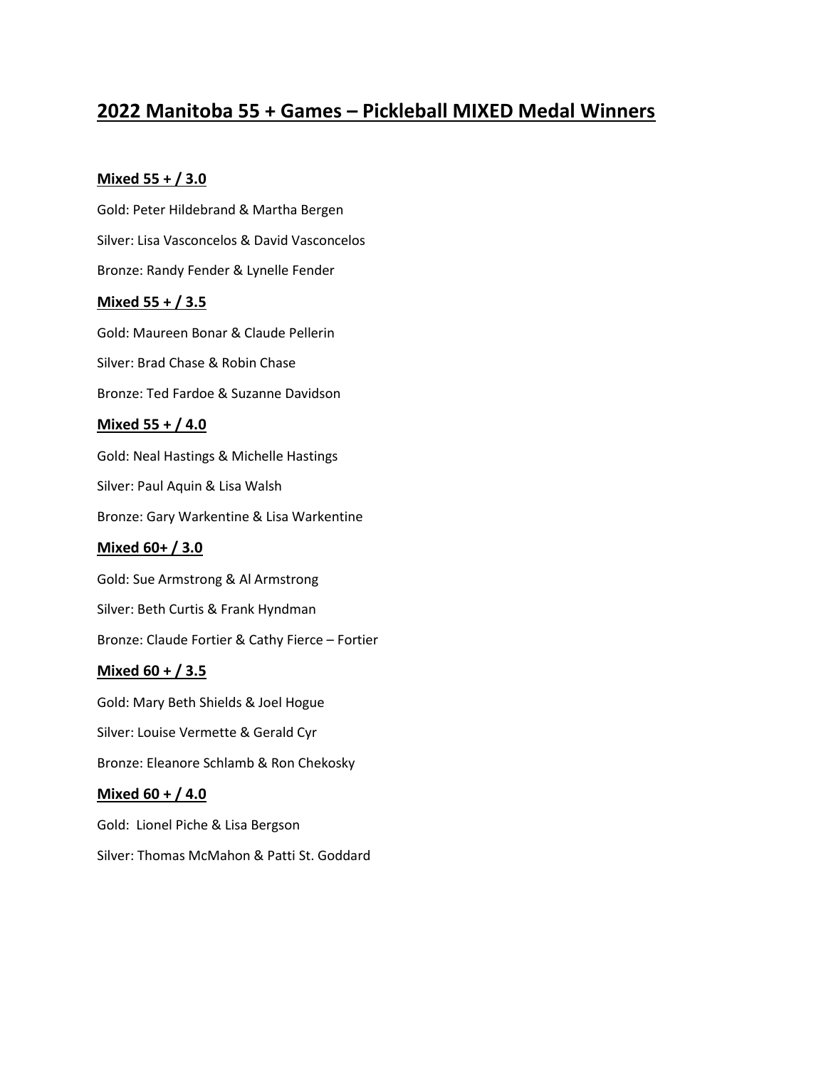# 2022 Manitoba 55 + Games – Pickleball MIXED Medal Winners

## Mixed 55 + / 3.0

Gold: Peter Hildebrand & Martha Bergen

Silver: Lisa Vasconcelos & David Vasconcelos

Bronze: Randy Fender & Lynelle Fender

## Mixed 55 + / 3.5

Gold: Maureen Bonar & Claude Pellerin

Silver: Brad Chase & Robin Chase

Bronze: Ted Fardoe & Suzanne Davidson

## Mixed 55 + / 4.0

Gold: Neal Hastings & Michelle Hastings

Silver: Paul Aquin & Lisa Walsh

Bronze: Gary Warkentine & Lisa Warkentine

## Mixed 60+ / 3.0

Gold: Sue Armstrong & Al Armstrong

Silver: Beth Curtis & Frank Hyndman

Bronze: Claude Fortier & Cathy Fierce – Fortier

## Mixed 60 + / 3.5

Gold: Mary Beth Shields & Joel Hogue

Silver: Louise Vermette & Gerald Cyr

Bronze: Eleanore Schlamb & Ron Chekosky

## Mixed 60 + / 4.0

Gold: Lionel Piche & Lisa Bergson

Silver: Thomas McMahon & Patti St. Goddard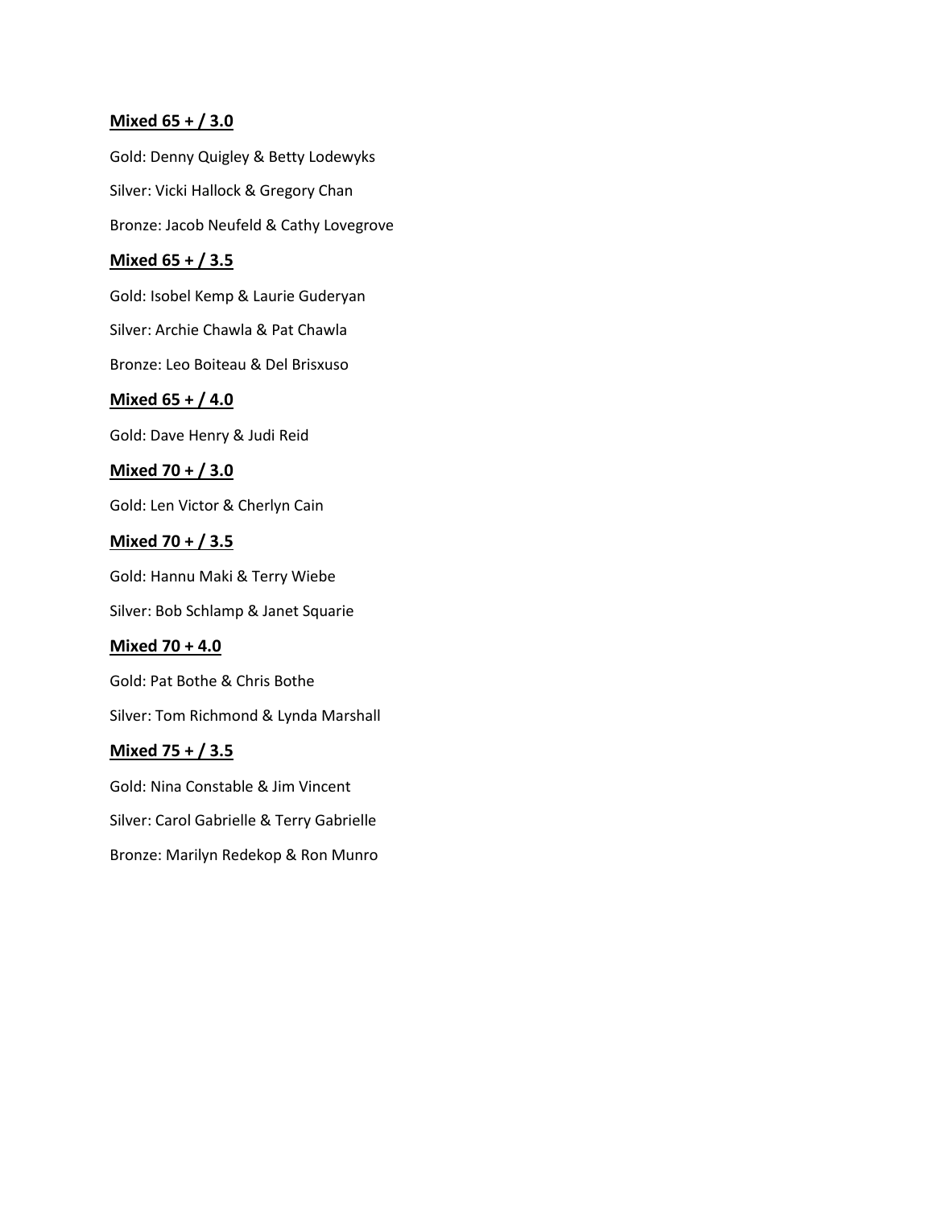**Mixed 65 + / 3.0**

Gold: Denny Quigley & Betty Lodewyks

Silver: Vicki Hallock & Gregory Chan

Bronze: Jacob Neufeld & Cathy Lovegrove

**Mixed 65 + / 3.5**

Gold: Isobel Kemp & Laurie Guderyan

Silver: Archie Chawla & Pat Chawla

Bronze: Leo Boiteau & Del Brisxuso

**Mixed 65 + / 4.0**

Gold: Dave Henry & Judi Reid

**Mixed 70 + / 3.0**

Gold: Len Victor & Cherlyn Cain

**Mixed 70 + / 3.5**

Gold: Hannu Maki & Terry Wiebe

Silver: Bob Schlamp & Janet Squarie

**Mixed 70 + 4.0**

Gold: Pat Bothe & Chris Bothe

Silver: Tom Richmond & Lynda Marshall

**Mixed 75 + / 3.5**

Gold: Nina Constable & Jim Vincent

Silver: Carol Gabrielle & Terry Gabrielle

Bronze: Marilyn Redekop & Ron Munro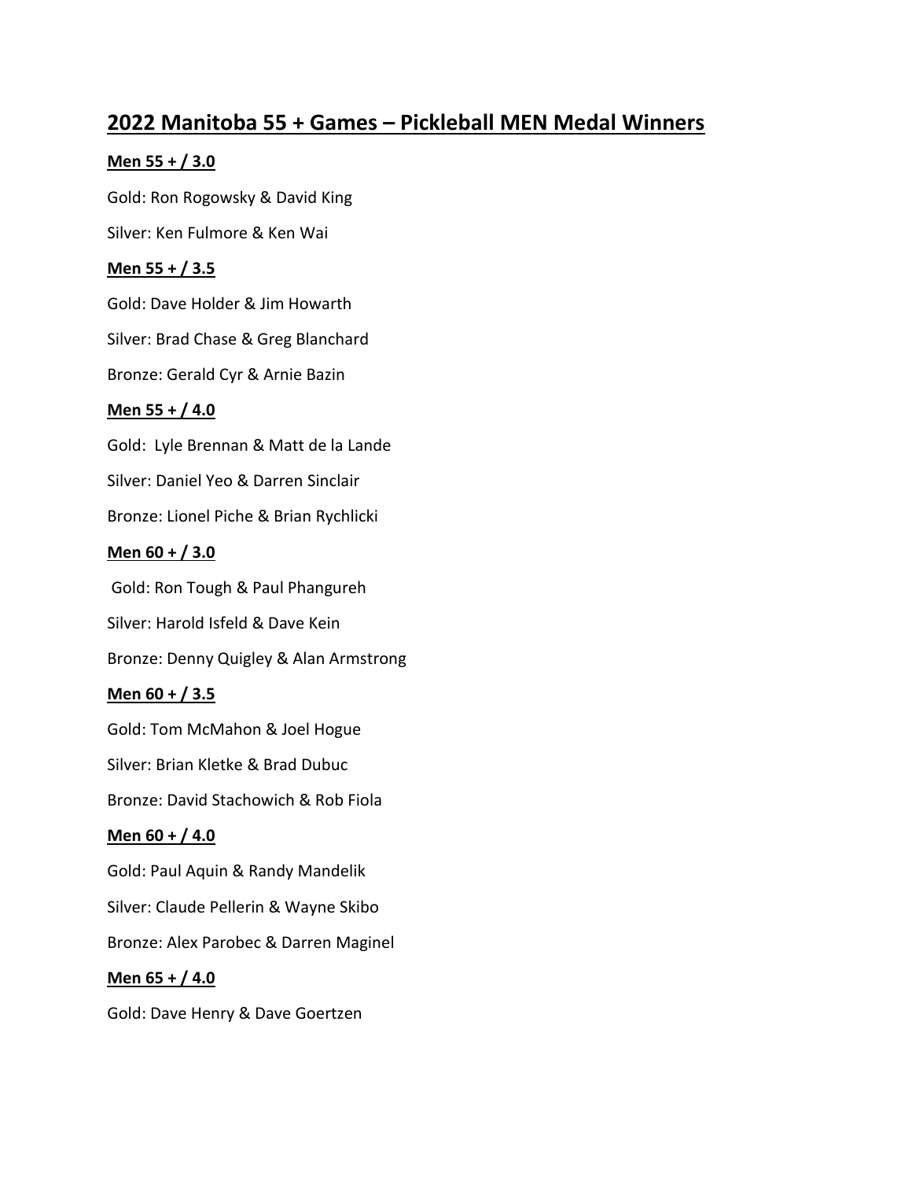# 2022 Manitoba 55 + Games – Pickleball MEN Medal Winners

**Men 55 + / 3.0**

Gold: Ron Rogowsky & David King

Silver: Ken Fulmore & Ken Wai

**Men 55 + / 3.5**

Gold: Dave Holder & Jim Howarth

Silver: Brad Chase & Greg Blanchard

Bronze: Gerald Cyr & Arnie Bazin

**Men 55 + / 4.0**

Gold: Lyle Brennan & Matt de la Lande

Silver: Daniel Yeo & Darren Sinclair

Bronze: Lionel Piche & Brian Rychlicki

**Men 60 + / 3.0**

Gold: Ron Tough & Paul Phangureh

Silver: Harold Isfeld & Dave Kein

Bronze: Denny Quigley & Alan Armstrong

**Men 60 + / 3.5**

Gold: Tom McMahon & Joel Hogue

Silver: Brian Kletke & Brad Dubuc

Bronze: David Stachowich & Rob Fiola

**Men 60 + / 4.0**

Gold: Paul Aquin & Randy Mandelik

Silver: Claude Pellerin & Wayne Skibo

Bronze: Alex Parobec & Darren Maginel

**Men 65 + / 4.0**

Gold: Dave Henry & Dave Goertzen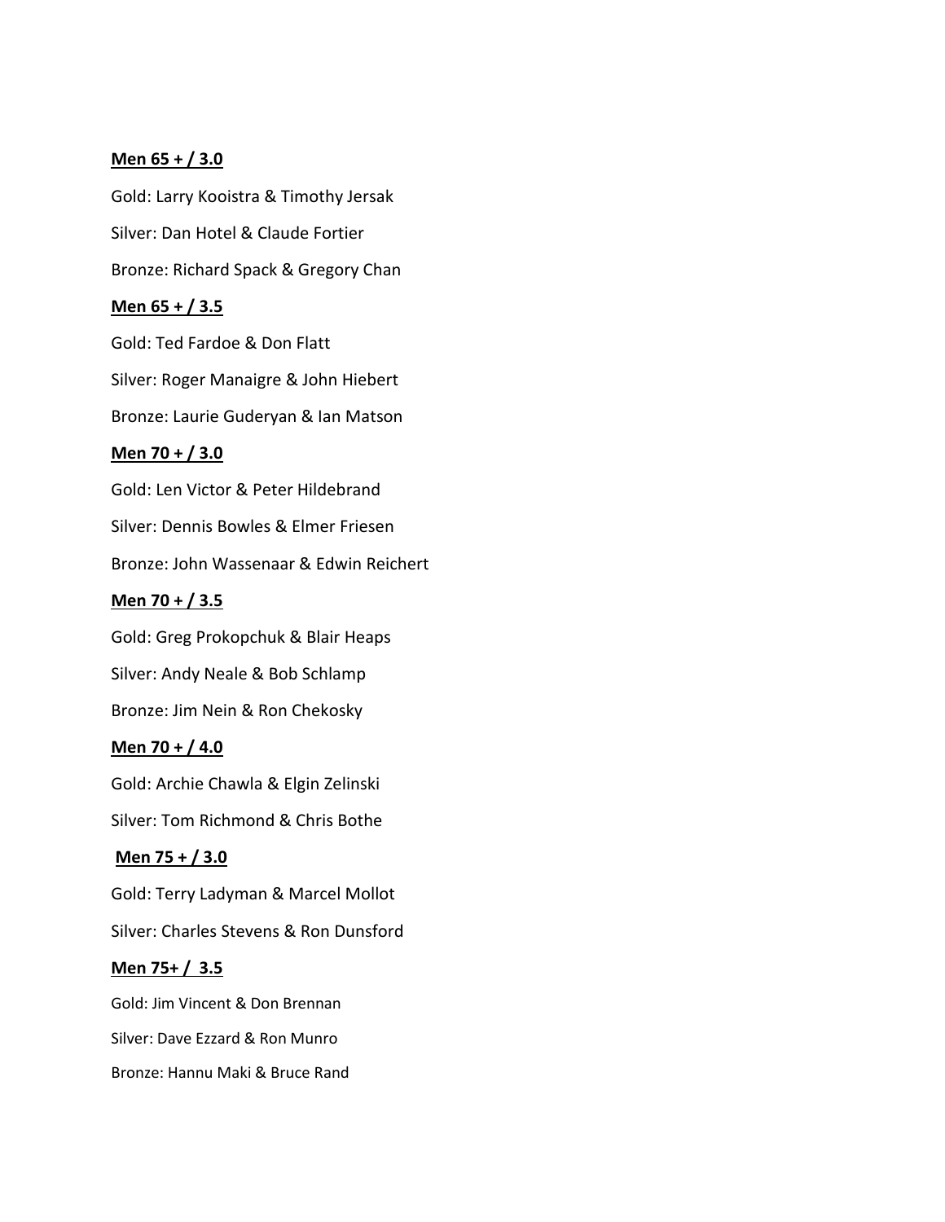**Men 65 + / 3.0**

Gold: Larry Kooistra & Timothy Jersak

Silver: Dan Hotel & Claude Fortier

Bronze: Richard Spack & Gregory Chan

**Men 65 + / 3.5**

Gold: Ted Fardoe & Don Flatt

Silver: Roger Manaigre & John Hiebert

Bronze: Laurie Guderyan & Ian Matson

**Men 70 + / 3.0**

Gold: Len Victor & Peter Hildebrand

Silver: Dennis Bowles & Elmer Friesen

Bronze: John Wassenaar & Edwin Reichert

**Men 70 + / 3.5**

Gold: Greg Prokopchuk & Blair Heaps

Silver: Andy Neale & Bob Schlamp

Bronze: Jim Nein & Ron Chekosky

**Men 70 + / 4.0**

Gold: Archie Chawla & Elgin Zelinski

Silver: Tom Richmond & Chris Bothe

**Men 75 + / 3.0**

Gold: Terry Ladyman & Marcel Mollot

Silver: Charles Stevens & Ron Dunsford

**Men 75+ / 3.5**

Gold: Jim Vincent & Don Brennan

Silver: Dave Ezzard & Ron Munro

Bronze: Hannu Maki & Bruce Rand